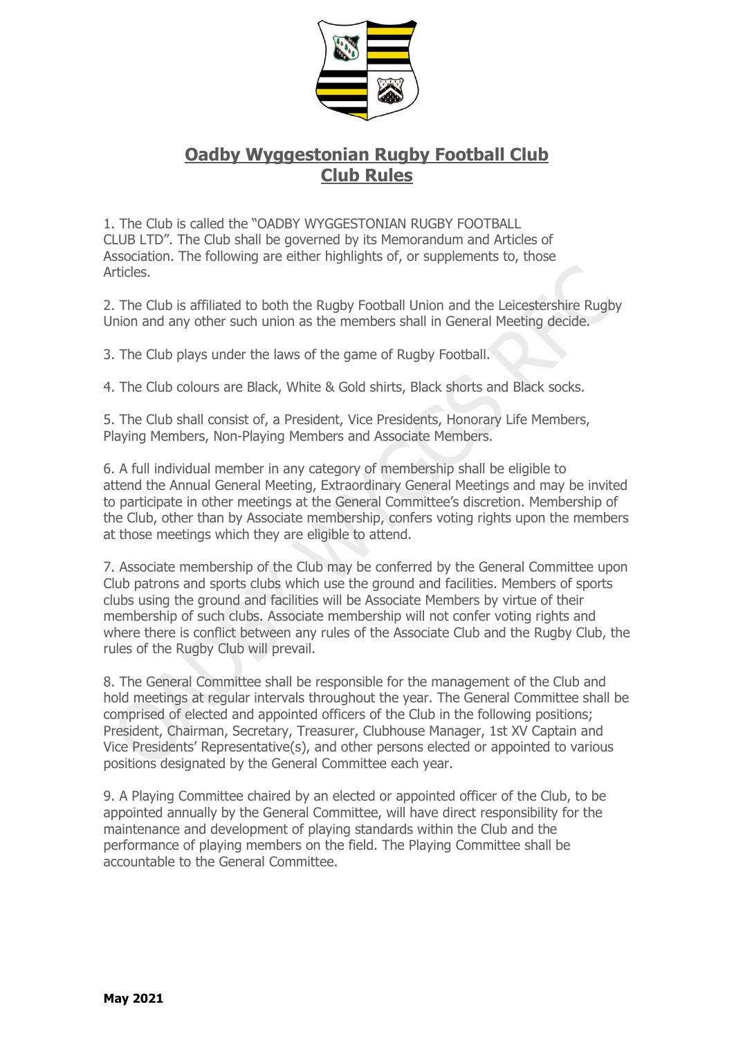# Oadby Wyggestonian Rugby Football Club
# Club Rules

1. The Club is called the "OADBY WYGGESTONIAN RUGBY FOOTBALL CLUB LTD". The Club shall be governed by its Memorandum and Articles of Association. The following are either highlights of, or supplements to, those Articles.

2. The Club is affiliated to both the Rugby Football Union and the Leicestershire Rugby Union and any other such union as the members shall in General Meeting decide.

3. The Club plays under the laws of the game of Rugby Football.

4. The Club colours are Black, White & Gold shirts, Black shorts and Black socks.

5. The Club shall consist of, a President, Vice Presidents, Honorary Life Members, Playing Members, Non-Playing Members and Associate Members.

6. A full individual member in any category of membership shall be eligible to attend the Annual General Meeting, Extraordinary General Meetings and may be invited to participate in other meetings at the General Committee's discretion. Membership of the Club, other than by Associate membership, confers voting rights upon the members at those meetings which they are eligible to attend.

7. Associate membership of the Club may be conferred by the General Committee upon Club patrons and sports clubs which use the ground and facilities. Members of sports clubs using the ground and facilities will be Associate Members by virtue of their membership of such clubs. Associate membership will not confer voting rights and where there is conflict between any rules of the Associate Club and the Rugby Club, the rules of the Rugby Club will prevail.

8. The General Committee shall be responsible for the management of the Club and hold meetings at regular intervals throughout the year. The General Committee shall be comprised of elected and appointed officers of the Club in the following positions; President, Chairman, Secretary, Treasurer, Clubhouse Manager, 1st XV Captain and Vice Presidents' Representative(s), and other persons elected or appointed to various positions designated by the General Committee each year.

9. A Playing Committee chaired by an elected or appointed officer of the Club, to be appointed annually by the General Committee, will have direct responsibility for the maintenance and development of playing standards within the Club and the performance of playing members on the field. The Playing Committee shall be accountable to the General Committee.

**May 2021**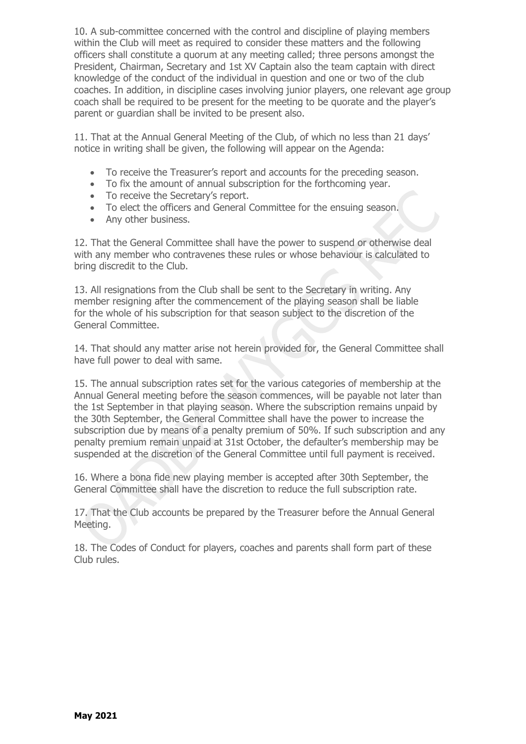10. A sub-committee concerned with the control and discipline of playing members within the Club will meet as required to consider these matters and the following officers shall constitute a quorum at any meeting called; three persons amongst the President, Chairman, Secretary and 1st XV Captain also the team captain with direct knowledge of the conduct of the individual in question and one or two of the club coaches. In addition, in discipline cases involving junior players, one relevant age group coach shall be required to be present for the meeting to be quorate and the player's parent or guardian shall be invited to be present also.

11. That at the Annual General Meeting of the Club, of which no less than 21 days' notice in writing shall be given, the following will appear on the Agenda:

- To receive the Treasurer's report and accounts for the preceding season.
- To fix the amount of annual subscription for the forthcoming year.
- To receive the Secretary's report.
- To elect the officers and General Committee for the ensuing season.
- Any other business.

12. That the General Committee shall have the power to suspend or otherwise deal with any member who contravenes these rules or whose behaviour is calculated to bring discredit to the Club.

13. All resignations from the Club shall be sent to the Secretary in writing. Any member resigning after the commencement of the playing season shall be liable for the whole of his subscription for that season subject to the discretion of the General Committee.

14. That should any matter arise not herein provided for, the General Committee shall have full power to deal with same.

15. The annual subscription rates set for the various categories of membership at the Annual General meeting before the season commences, will be payable not later than the 1st September in that playing season. Where the subscription remains unpaid by the 30th September, the General Committee shall have the power to increase the subscription due by means of a penalty premium of 50%. If such subscription and any penalty premium remain unpaid at 31st October, the defaulter's membership may be suspended at the discretion of the General Committee until full payment is received.

16. Where a bona fide new playing member is accepted after 30th September, the General Committee shall have the discretion to reduce the full subscription rate.

17. That the Club accounts be prepared by the Treasurer before the Annual General Meeting.

18. The Codes of Conduct for players, coaches and parents shall form part of these Club rules.

**May 2021**